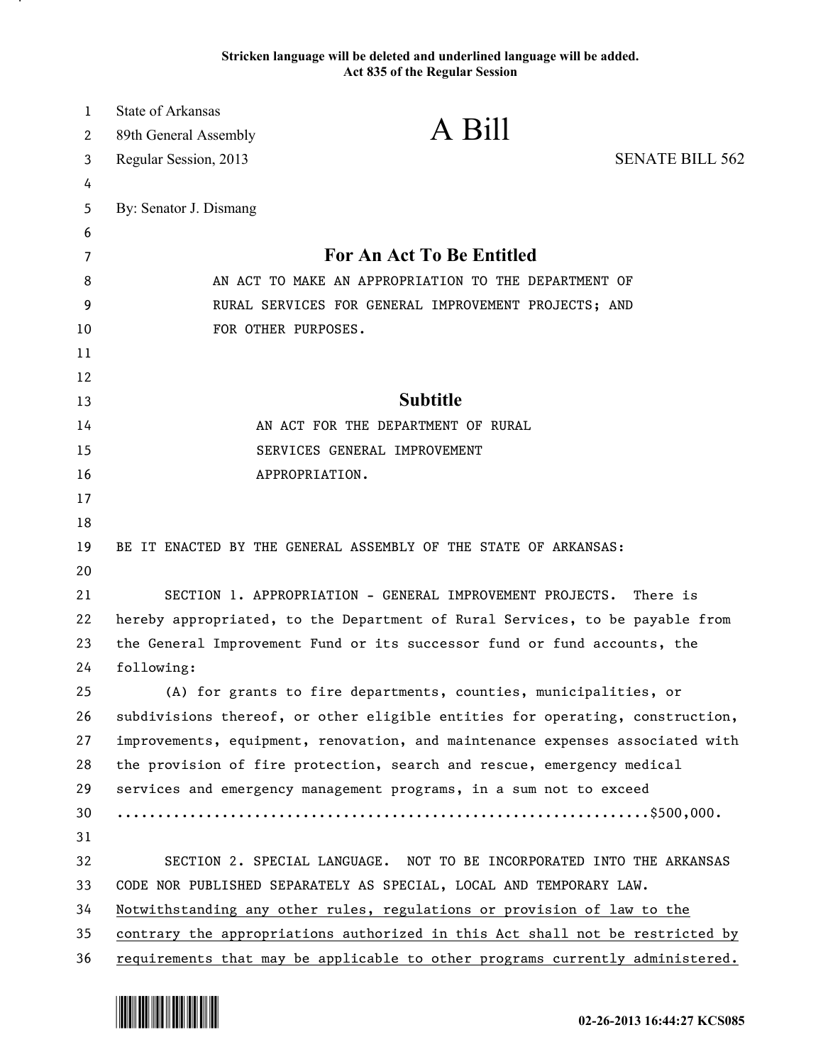Stricken language will be deleted and underlined language will be added.
Act 835 of the Regular Session

State of Arkansas
89th General Assembly
Regular Session, 2013

# A Bill

SENATE BILL 562

By: Senator J. Dismang

## For An Act To Be Entitled

AN ACT TO MAKE AN APPROPRIATION TO THE DEPARTMENT OF RURAL SERVICES FOR GENERAL IMPROVEMENT PROJECTS; AND FOR OTHER PURPOSES.

## Subtitle

AN ACT FOR THE DEPARTMENT OF RURAL SERVICES GENERAL IMPROVEMENT APPROPRIATION.

BE IT ENACTED BY THE GENERAL ASSEMBLY OF THE STATE OF ARKANSAS:

SECTION 1. APPROPRIATION - GENERAL IMPROVEMENT PROJECTS. There is hereby appropriated, to the Department of Rural Services, to be payable from the General Improvement Fund or its successor fund or fund accounts, the following:

(A) for grants to fire departments, counties, municipalities, or subdivisions thereof, or other eligible entities for operating, construction, improvements, equipment, renovation, and maintenance expenses associated with the provision of fire protection, search and rescue, emergency medical services and emergency management programs, in a sum not to exceed ...............................................................$500,000.

SECTION 2. SPECIAL LANGUAGE. NOT TO BE INCORPORATED INTO THE ARKANSAS CODE NOR PUBLISHED SEPARATELY AS SPECIAL, LOCAL AND TEMPORARY LAW. <u>Notwithstanding any other rules, regulations or provision of law to the contrary the appropriations authorized in this Act shall not be restricted by requirements that may be applicable to other programs currently administered.</u>

02-26-2013 16:44:27 KCS085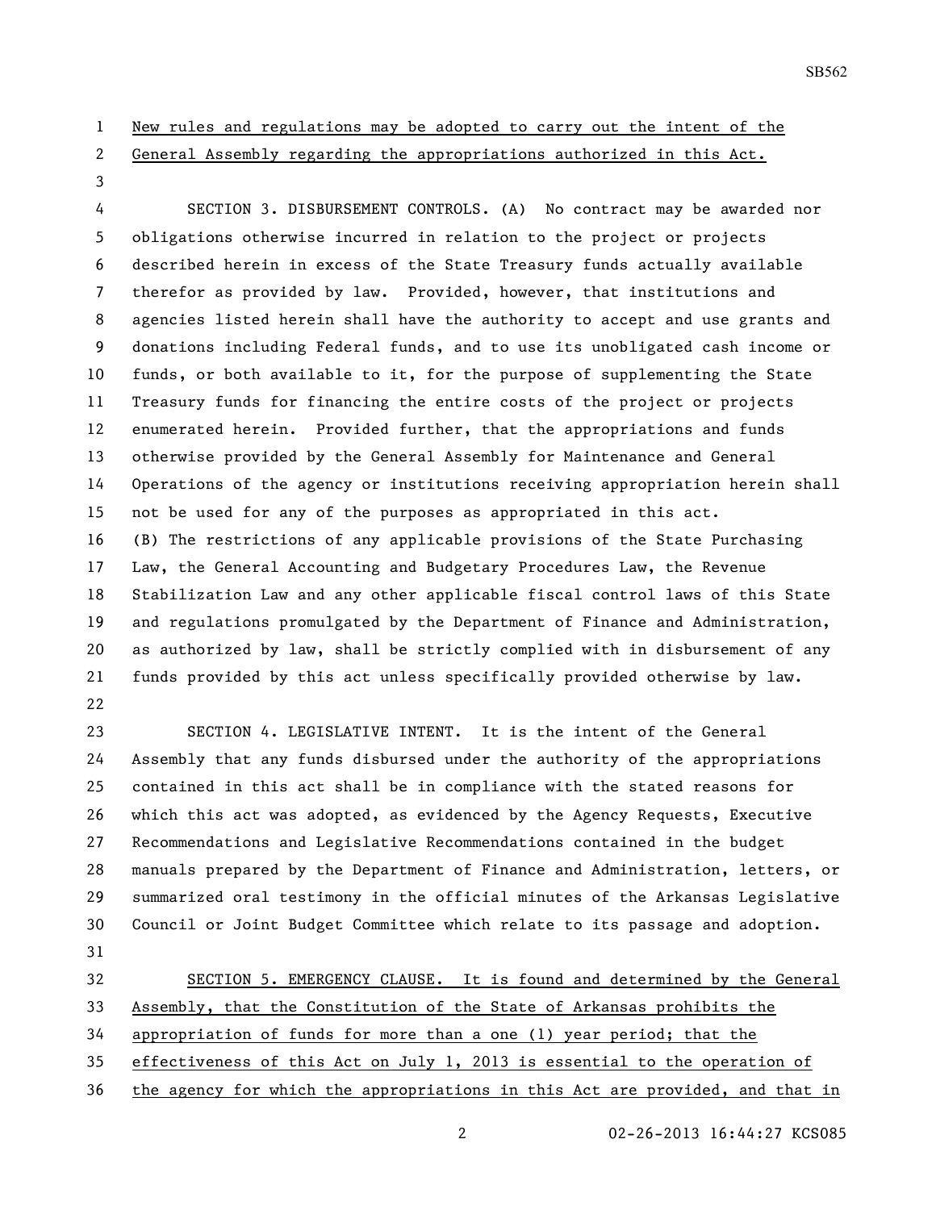New rules and regulations may be adopted to carry out the intent of the General Assembly regarding the appropriations authorized in this Act.

SECTION 3. DISBURSEMENT CONTROLS. (A) No contract may be awarded nor obligations otherwise incurred in relation to the project or projects described herein in excess of the State Treasury funds actually available therefor as provided by law. Provided, however, that institutions and agencies listed herein shall have the authority to accept and use grants and donations including Federal funds, and to use its unobligated cash income or funds, or both available to it, for the purpose of supplementing the State Treasury funds for financing the entire costs of the project or projects enumerated herein. Provided further, that the appropriations and funds otherwise provided by the General Assembly for Maintenance and General Operations of the agency or institutions receiving appropriation herein shall not be used for any of the purposes as appropriated in this act.
(B) The restrictions of any applicable provisions of the State Purchasing Law, the General Accounting and Budgetary Procedures Law, the Revenue Stabilization Law and any other applicable fiscal control laws of this State and regulations promulgated by the Department of Finance and Administration, as authorized by law, shall be strictly complied with in disbursement of any funds provided by this act unless specifically provided otherwise by law.

SECTION 4. LEGISLATIVE INTENT. It is the intent of the General Assembly that any funds disbursed under the authority of the appropriations contained in this act shall be in compliance with the stated reasons for which this act was adopted, as evidenced by the Agency Requests, Executive Recommendations and Legislative Recommendations contained in the budget manuals prepared by the Department of Finance and Administration, letters, or summarized oral testimony in the official minutes of the Arkansas Legislative Council or Joint Budget Committee which relate to its passage and adoption.

SECTION 5. EMERGENCY CLAUSE. It is found and determined by the General Assembly, that the Constitution of the State of Arkansas prohibits the appropriation of funds for more than a one (1) year period; that the effectiveness of this Act on July 1, 2013 is essential to the operation of the agency for which the appropriations in this Act are provided, and that in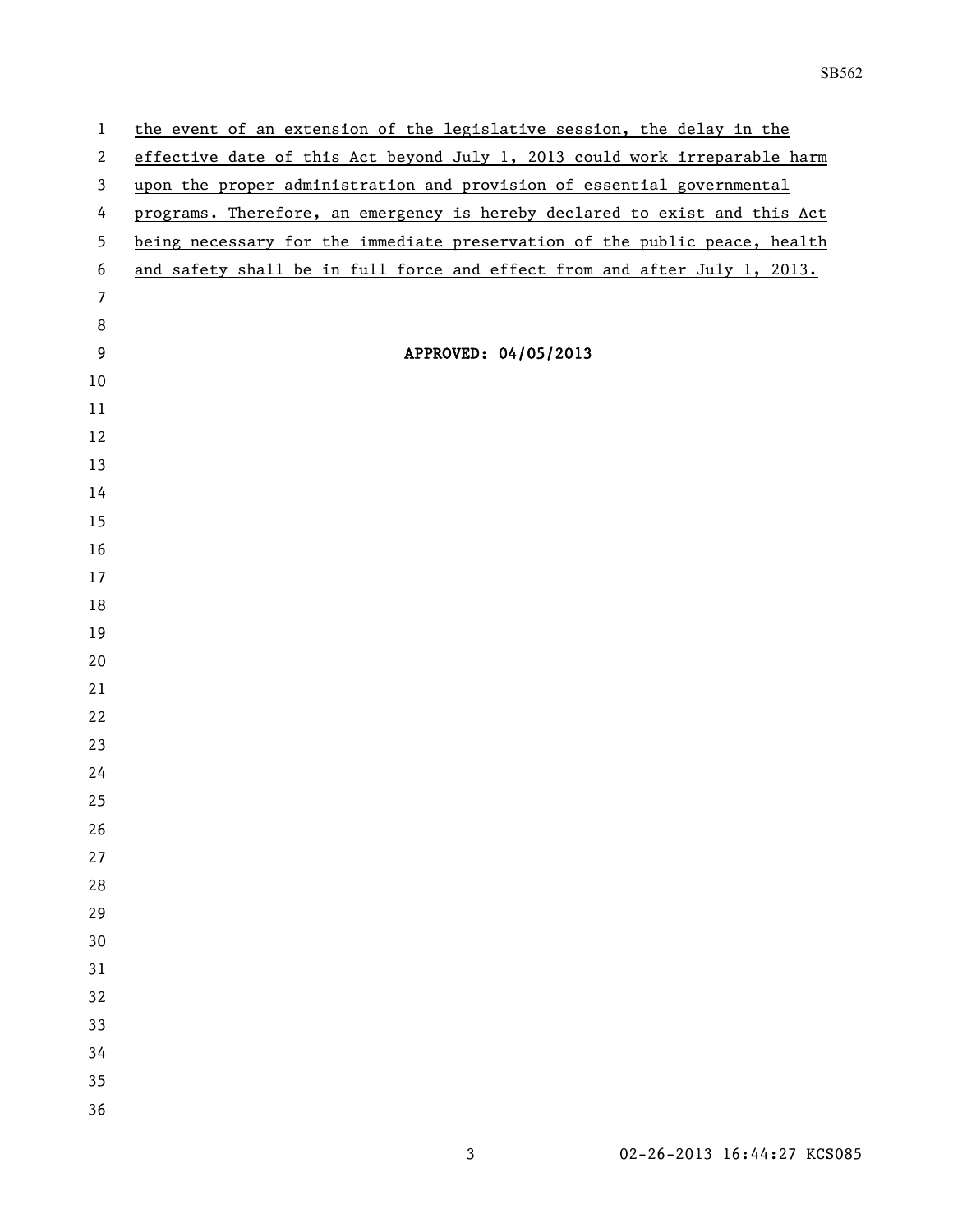the event of an extension of the legislative session, the delay in the effective date of this Act beyond July 1, 2013 could work irreparable harm upon the proper administration and provision of essential governmental programs. Therefore, an emergency is hereby declared to exist and this Act being necessary for the immediate preservation of the public peace, health and safety shall be in full force and effect from and after July 1, 2013.

**APPROVED: 04/05/2013**